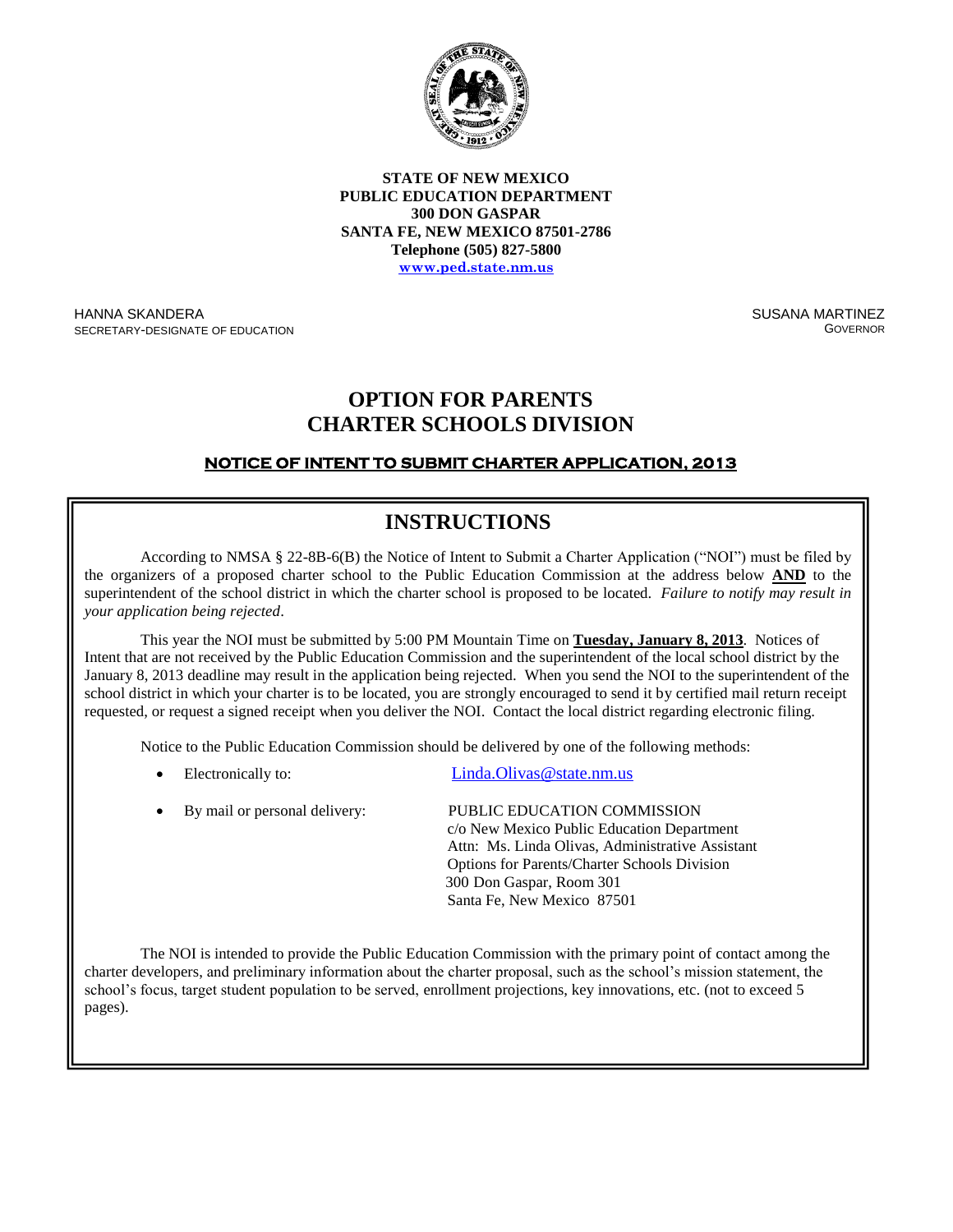**STATE OF NEW MEXICO**
**PUBLIC EDUCATION DEPARTMENT**
**300 DON GASPAR**
**SANTA FE, NEW MEXICO 87501-2786**
**Telephone (505) 827-5800**
**www.ped.state.nm.us**

HANNA SKANDERA
SECRETARY-DESIGNATE OF EDUCATION

SUSANA MARTINEZ
GOVERNOR

# OPTION FOR PARENTS
# CHARTER SCHOOLS DIVISION

## NOTICE OF INTENT TO SUBMIT CHARTER APPLICATION, 2013

## INSTRUCTIONS

According to NMSA § 22-8B-6(B) the Notice of Intent to Submit a Charter Application ("NOI") must be filed by the organizers of a proposed charter school to the Public Education Commission at the address below **AND** to the superintendent of the school district in which the charter school is proposed to be located. *Failure to notify may result in your application being rejected*.

This year the NOI must be submitted by 5:00 PM Mountain Time on **Tuesday, January 8, 2013**. Notices of Intent that are not received by the Public Education Commission and the superintendent of the local school district by the January 8, 2013 deadline may result in the application being rejected. When you send the NOI to the superintendent of the school district in which your charter is to be located, you are strongly encouraged to send it by certified mail return receipt requested, or request a signed receipt when you deliver the NOI. Contact the local district regarding electronic filing.

Notice to the Public Education Commission should be delivered by one of the following methods:

- Electronically to: Linda.Olivas@state.nm.us
- By mail or personal delivery:
  PUBLIC EDUCATION COMMISSION
  c/o New Mexico Public Education Department
  Attn: Ms. Linda Olivas, Administrative Assistant
  Options for Parents/Charter Schools Division
  300 Don Gaspar, Room 301
  Santa Fe, New Mexico 87501

The NOI is intended to provide the Public Education Commission with the primary point of contact among the charter developers, and preliminary information about the charter proposal, such as the school's mission statement, the school's focus, target student population to be served, enrollment projections, key innovations, etc. (not to exceed 5 pages).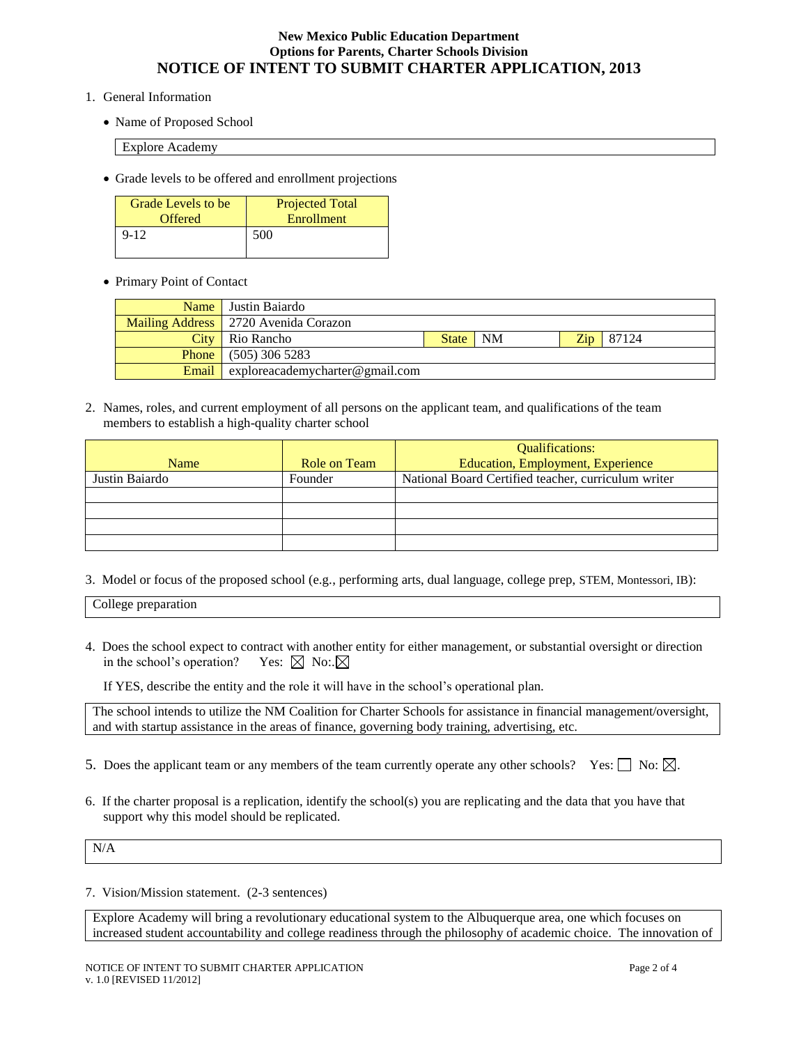**New Mexico Public Education Department**
**Options for Parents, Charter Schools Division**
# NOTICE OF INTENT TO SUBMIT CHARTER APPLICATION, 2013

1. General Information

   - Name of Proposed School

     Explore Academy

   - Grade levels to be offered and enrollment projections

| Grade Levels to be Offered | Projected Total Enrollment |
|---|---|
| 9-12 | 500 |

   - Primary Point of Contact

| | | | | | |
|---|---|---|---|---|---|
| Name | Justin Baiardo | | | | |
| Mailing Address | 2720 Avenida Corazon | | | | |
| City | Rio Rancho | State | NM | Zip | 87124 |
| Phone | (505) 306 5283 | | | | |
| Email | exploreacademycharter@gmail.com | | | | |

2. Names, roles, and current employment of all persons on the applicant team, and qualifications of the team members to establish a high-quality charter school

| Name | Role on Team | Qualifications: Education, Employment, Experience |
|---|---|---|
| Justin Baiardo | Founder | National Board Certified teacher, curriculum writer |
| | | |
| | | |
| | | |
| | | |

3. Model or focus of the proposed school (e.g., performing arts, dual language, college prep, STEM, Montessori, IB):

   College preparation

4. Does the school expect to contract with another entity for either management, or substantial oversight or direction in the school's operation? Yes: ☒ No:.☒

   If YES, describe the entity and the role it will have in the school's operational plan.

   The school intends to utilize the NM Coalition for Charter Schools for assistance in financial management/oversight, and with startup assistance in the areas of finance, governing body training, advertising, etc.

5. Does the applicant team or any members of the team currently operate any other schools? Yes: ☐ No: ☒.

6. If the charter proposal is a replication, identify the school(s) you are replicating and the data that you have that support why this model should be replicated.

   N/A

7. Vision/Mission statement. (2-3 sentences)

   Explore Academy will bring a revolutionary educational system to the Albuquerque area, one which focuses on increased student accountability and college readiness through the philosophy of academic choice. The innovation of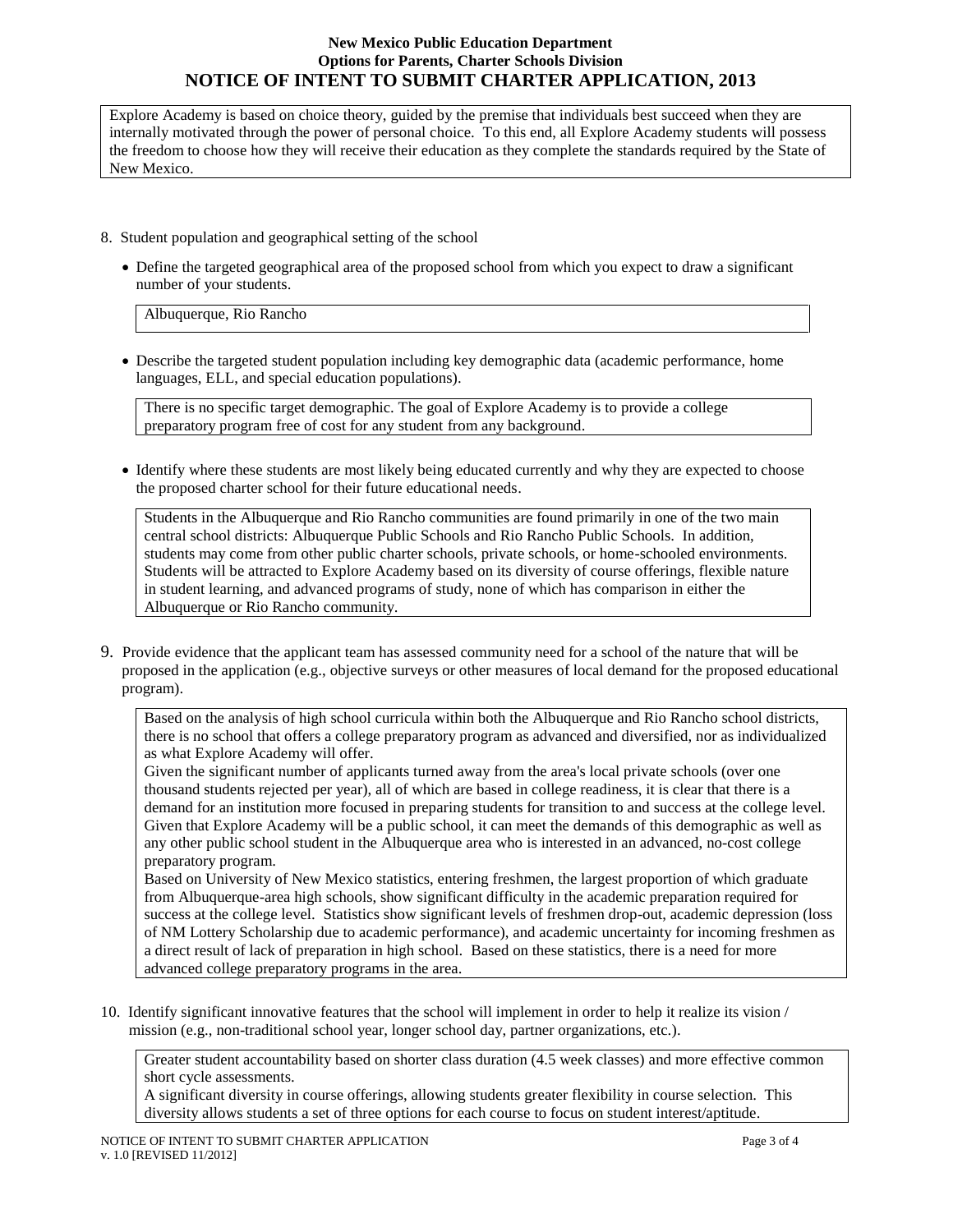Explore Academy is based on choice theory, guided by the premise that individuals best succeed when they are internally motivated through the power of personal choice. To this end, all Explore Academy students will possess the freedom to choose how they will receive their education as they complete the standards required by the State of New Mexico.

8. Student population and geographical setting of the school

- Define the targeted geographical area of the proposed school from which you expect to draw a significant number of your students.

Albuquerque, Rio Rancho

- Describe the targeted student population including key demographic data (academic performance, home languages, ELL, and special education populations).

There is no specific target demographic. The goal of Explore Academy is to provide a college preparatory program free of cost for any student from any background.

- Identify where these students are most likely being educated currently and why they are expected to choose the proposed charter school for their future educational needs.

Students in the Albuquerque and Rio Rancho communities are found primarily in one of the two main central school districts: Albuquerque Public Schools and Rio Rancho Public Schools. In addition, students may come from other public charter schools, private schools, or home-schooled environments. Students will be attracted to Explore Academy based on its diversity of course offerings, flexible nature in student learning, and advanced programs of study, none of which has comparison in either the Albuquerque or Rio Rancho community.

9. Provide evidence that the applicant team has assessed community need for a school of the nature that will be proposed in the application (e.g., objective surveys or other measures of local demand for the proposed educational program).

Based on the analysis of high school curricula within both the Albuquerque and Rio Rancho school districts, there is no school that offers a college preparatory program as advanced and diversified, nor as individualized as what Explore Academy will offer.

Given the significant number of applicants turned away from the area's local private schools (over one thousand students rejected per year), all of which are based in college readiness, it is clear that there is a demand for an institution more focused in preparing students for transition to and success at the college level. Given that Explore Academy will be a public school, it can meet the demands of this demographic as well as any other public school student in the Albuquerque area who is interested in an advanced, no-cost college preparatory program.

Based on University of New Mexico statistics, entering freshmen, the largest proportion of which graduate from Albuquerque-area high schools, show significant difficulty in the academic preparation required for success at the college level. Statistics show significant levels of freshmen drop-out, academic depression (loss of NM Lottery Scholarship due to academic performance), and academic uncertainty for incoming freshmen as a direct result of lack of preparation in high school. Based on these statistics, there is a need for more advanced college preparatory programs in the area.

10. Identify significant innovative features that the school will implement in order to help it realize its vision / mission (e.g., non-traditional school year, longer school day, partner organizations, etc.).

Greater student accountability based on shorter class duration (4.5 week classes) and more effective common short cycle assessments.

A significant diversity in course offerings, allowing students greater flexibility in course selection. This diversity allows students a set of three options for each course to focus on student interest/aptitude.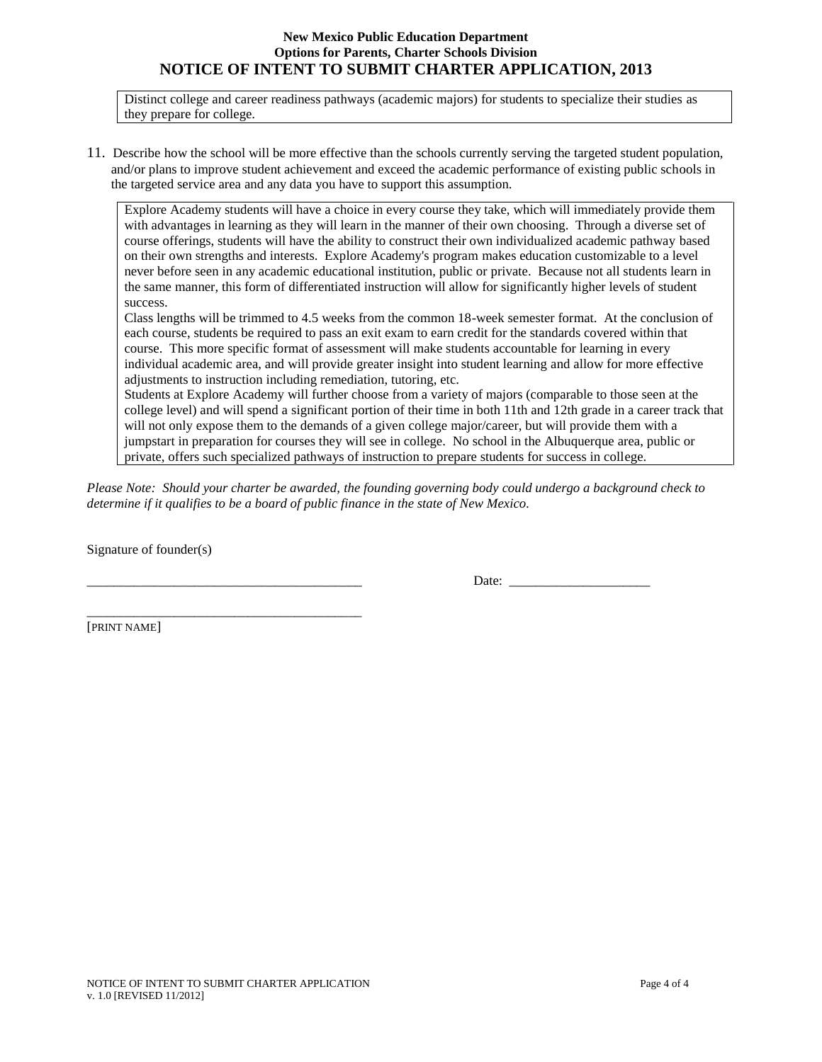Distinct college and career readiness pathways (academic majors) for students to specialize their studies as they prepare for college.

11. Describe how the school will be more effective than the schools currently serving the targeted student population, and/or plans to improve student achievement and exceed the academic performance of existing public schools in the targeted service area and any data you have to support this assumption.

Explore Academy students will have a choice in every course they take, which will immediately provide them with advantages in learning as they will learn in the manner of their own choosing. Through a diverse set of course offerings, students will have the ability to construct their own individualized academic pathway based on their own strengths and interests. Explore Academy's program makes education customizable to a level never before seen in any academic educational institution, public or private. Because not all students learn in the same manner, this form of differentiated instruction will allow for significantly higher levels of student success.
Class lengths will be trimmed to 4.5 weeks from the common 18-week semester format. At the conclusion of each course, students be required to pass an exit exam to earn credit for the standards covered within that course. This more specific format of assessment will make students accountable for learning in every individual academic area, and will provide greater insight into student learning and allow for more effective adjustments to instruction including remediation, tutoring, etc.
Students at Explore Academy will further choose from a variety of majors (comparable to those seen at the college level) and will spend a significant portion of their time in both 11th and 12th grade in a career track that will not only expose them to the demands of a given college major/career, but will provide them with a jumpstart in preparation for courses they will see in college. No school in the Albuquerque area, public or private, offers such specialized pathways of instruction to prepare students for success in college.

*Please Note: Should your charter be awarded, the founding governing body could undergo a background check to determine if it qualifies to be a board of public finance in the state of New Mexico.*

Signature of founder(s)

\_\_\_\_\_\_\_\_\_\_\_\_\_\_\_\_\_\_\_\_\_\_\_\_\_\_\_\_\_\_\_\_\_\_\_\_\_\_\_\_ Date: \_\_\_\_\_\_\_\_\_\_\_\_\_\_\_\_\_\_\_\_\_

\_\_\_\_\_\_\_\_\_\_\_\_\_\_\_\_\_\_\_\_\_\_\_\_\_\_\_\_\_\_\_\_\_\_\_\_\_\_\_\_
[PRINT NAME]